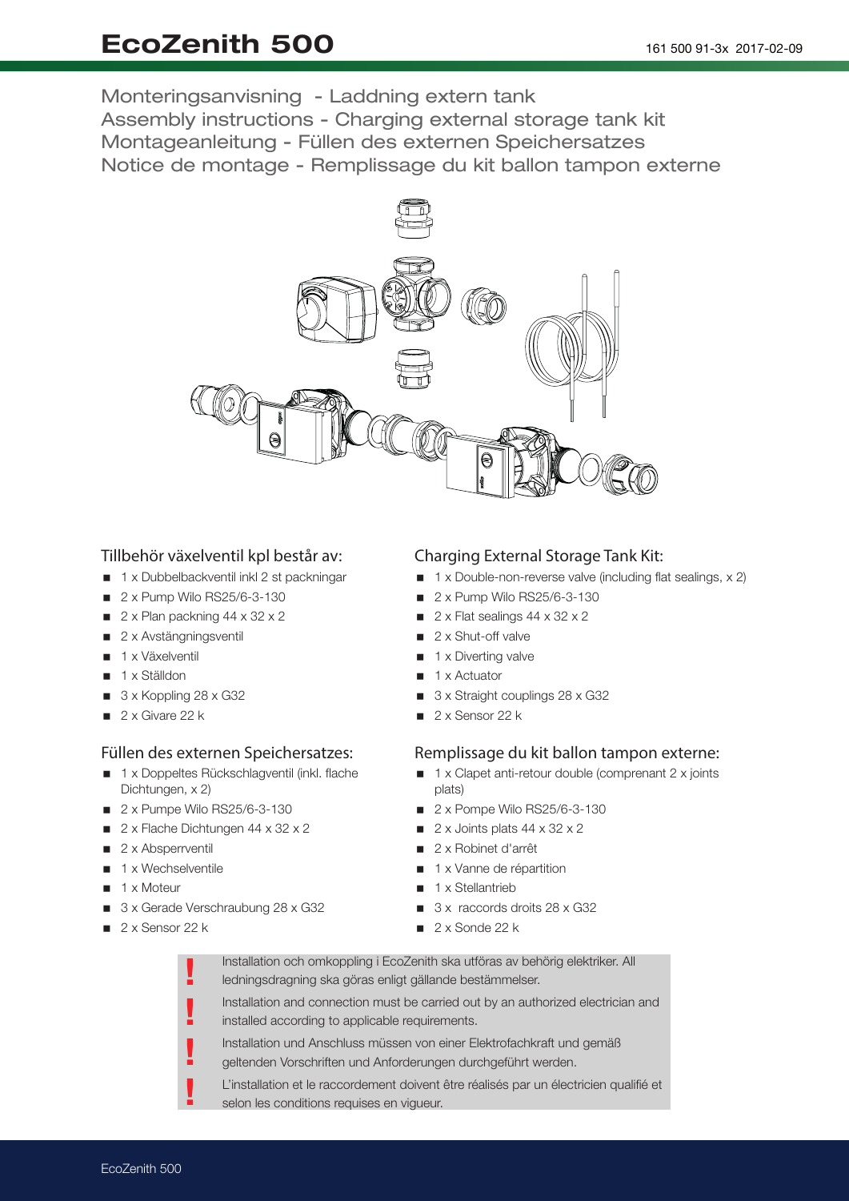# EcoZenith 500

161 500 91-3x 2017-02-09

## Monteringsanvisning - Laddning extern tank
## Assembly instructions - Charging external storage tank kit
## Montageanleitung - Füllen des externen Speichersatzes
## Notice de montage - Remplissage du kit ballon tampon externe

### Tillbehör växelventil kpl består av:

- 1 x Dubbelbackventil inkl 2 st packningar
- 2 x Pump Wilo RS25/6-3-130
- 2 x Plan packning 44 x 32 x 2
- 2 x Avstängningsventil
- 1 x Växelventil
- 1 x Ställdon
- 3 x Koppling 28 x G32
- 2 x Givare 22 k

### Charging External Storage Tank Kit:

- 1 x Double-non-reverse valve (including flat sealings, x 2)
- 2 x Pump Wilo RS25/6-3-130
- 2 x Flat sealings 44 x 32 x 2
- 2 x Shut-off valve
- 1 x Diverting valve
- 1 x Actuator
- 3 x Straight couplings 28 x G32
- 2 x Sensor 22 k

### Füllen des externen Speichersatzes:

- 1 x Doppeltes Rückschlagventil (inkl. flache Dichtungen, x 2)
- 2 x Pumpe Wilo RS25/6-3-130
- 2 x Flache Dichtungen 44 x 32 x 2
- 2 x Absperrventil
- 1 x Wechselventile
- 1 x Moteur
- 3 x Gerade Verschraubung 28 x G32
- 2 x Sensor 22 k

### Remplissage du kit ballon tampon externe:

- 1 x Clapet anti-retour double (comprenant 2 x joints plats)
- 2 x Pompe Wilo RS25/6-3-130
- 2 x Joints plats 44 x 32 x 2
- 2 x Robinet d'arrêt
- 1 x Vanne de répartition
- 1 x Stellantrieb
- 3 x raccords droits 28 x G32
- 2 x Sonde 22 k

**!** Installation och omkoppling i EcoZenith ska utföras av behörig elektriker. All ledningsdragning ska göras enligt gällande bestämmelser.

**!** Installation and connection must be carried out by an authorized electrician and installed according to applicable requirements.

**!** Installation und Anschluss müssen von einer Elektrofachkraft und gemäß geltenden Vorschriften und Anforderungen durchgeführt werden.

**!** L'installation et le raccordement doivent être réalisés par un électricien qualifié et selon les conditions requises en vigueur.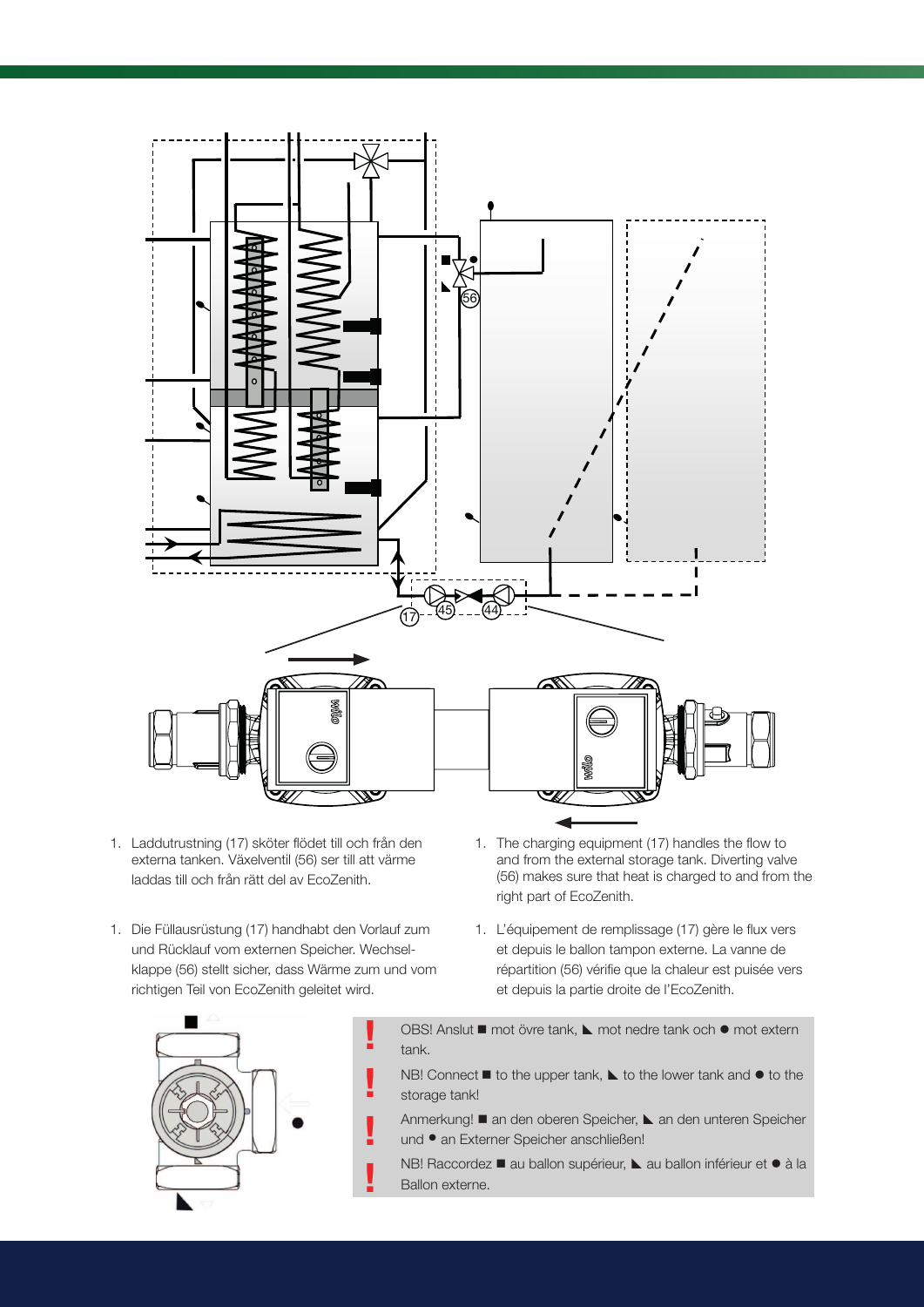1. Laddutrustning (17) sköter flödet till och från den externa tanken. Växelventil (56) ser till att värme laddas till och från rätt del av EcoZenith.

1. The charging equipment (17) handles the flow to and from the external storage tank. Diverting valve (56) makes sure that heat is charged to and from the right part of EcoZenith.

1. Die Füllausrüstung (17) handhabt den Vorlauf zum und Rücklauf vom externen Speicher. Wechselklappe (56) stellt sicher, dass Wärme zum und vom richtigen Teil von EcoZenith geleitet wird.

1. L'équipement de remplissage (17) gère le flux vers et depuis le ballon tampon externe. La vanne de répartition (56) vérifie que la chaleur est puisée vers et depuis la partie droite de l'EcoZenith.

**!** OBS! Anslut ■ mot övre tank, ◣ mot nedre tank och ● mot extern tank.

**!** NB! Connect ■ to the upper tank, ◣ to the lower tank and ● to the storage tank!

**!** Anmerkung! ■ an den oberen Speicher, ◣ an den unteren Speicher und ● an Externer Speicher anschließen!

**!** NB! Raccordez ■ au ballon supérieur, ◣ au ballon inférieur et ● à la Ballon externe.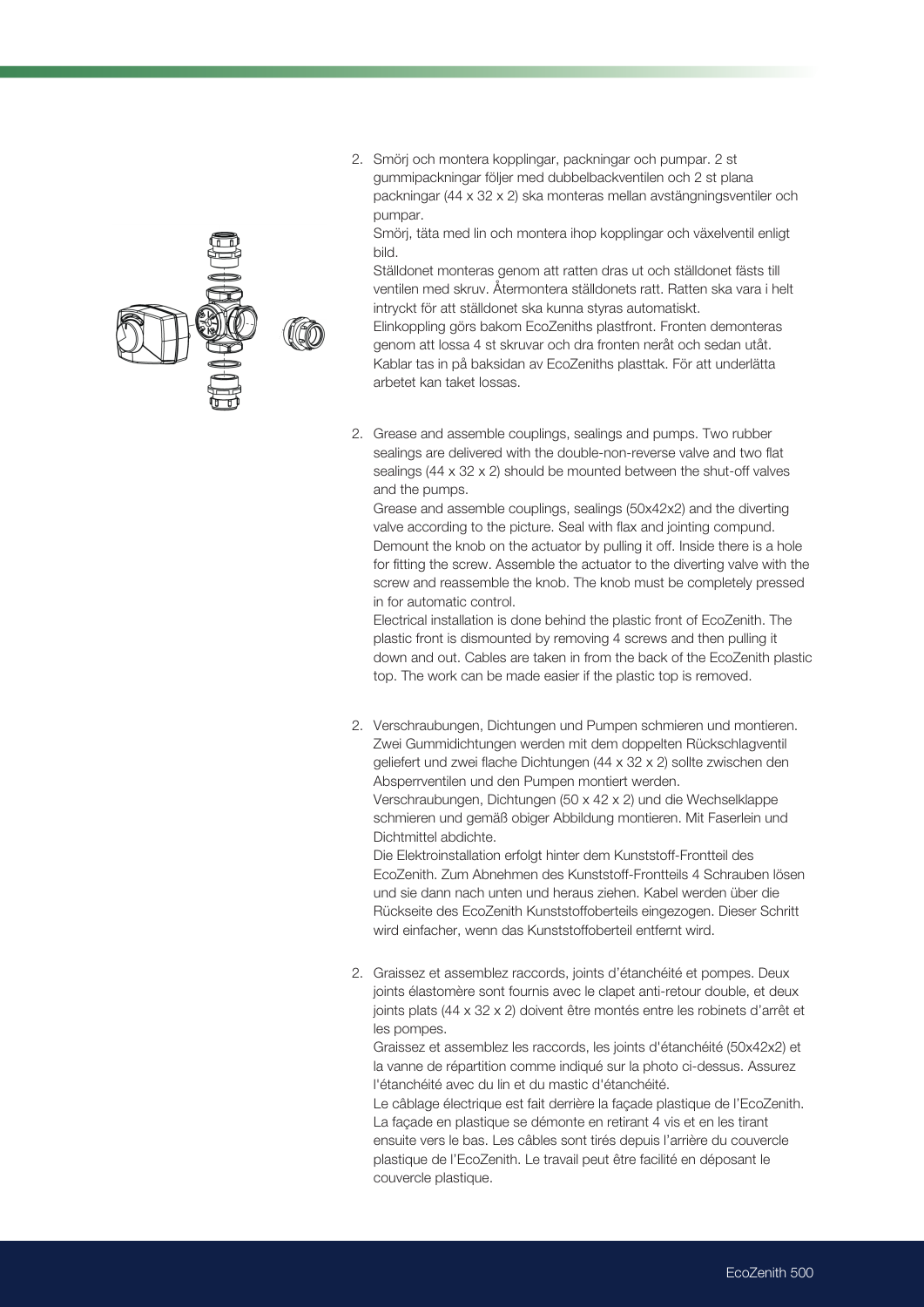2. Smörj och montera kopplingar, packningar och pumpar. 2 st gummipackningar följer med dubbelbackventilen och 2 st plana packningar (44 x 32 x 2) ska monteras mellan avstängningsventiler och pumpar.
   Smörj, täta med lin och montera ihop kopplingar och växelventil enligt bild.
   Ställdonet monteras genom att ratten dras ut och ställdonet fästs till ventilen med skruv. Återmontera ställdonets ratt. Ratten ska vara i helt intryckt för att ställdonet ska kunna styras automatiskt.
   Elinkoppling görs bakom EcoZeniths plastfront. Fronten demonteras genom att lossa 4 st skruvar och dra fronten neråt och sedan utåt. Kablar tas in på baksidan av EcoZeniths plasttak. För att underlätta arbetet kan taket lossas.

2. Grease and assemble couplings, sealings and pumps. Two rubber sealings are delivered with the double-non-reverse valve and two flat sealings (44 x 32 x 2) should be mounted between the shut-off valves and the pumps.
   Grease and assemble couplings, sealings (50x42x2) and the diverting valve according to the picture. Seal with flax and jointing compund.
   Demount the knob on the actuator by pulling it off. Inside there is a hole for fitting the screw. Assemble the actuator to the diverting valve with the screw and reassemble the knob. The knob must be completely pressed in for automatic control.
   Electrical installation is done behind the plastic front of EcoZenith. The plastic front is dismounted by removing 4 screws and then pulling it down and out. Cables are taken in from the back of the EcoZenith plastic top. The work can be made easier if the plastic top is removed.

2. Verschraubungen, Dichtungen und Pumpen schmieren und montieren. Zwei Gummidichtungen werden mit dem doppelten Rückschlagventil geliefert und zwei flache Dichtungen (44 x 32 x 2) sollte zwischen den Absperrventilen und den Pumpen montiert werden.
   Verschraubungen, Dichtungen (50 x 42 x 2) und die Wechselklappe schmieren und gemäß obiger Abbildung montieren. Mit Faserlein und Dichtmittel abdichte.
   Die Elektroinstallation erfolgt hinter dem Kunststoff-Frontteil des EcoZenith. Zum Abnehmen des Kunststoff-Frontteils 4 Schrauben lösen und sie dann nach unten und heraus ziehen. Kabel werden über die Rückseite des EcoZenith Kunststoffoberteils eingezogen. Dieser Schritt wird einfacher, wenn das Kunststoffoberteil entfernt wird.

2. Graissez et assemblez raccords, joints d'étanchéité et pompes. Deux joints élastomère sont fournis avec le clapet anti-retour double, et deux joints plats (44 x 32 x 2) doivent être montés entre les robinets d'arrêt et les pompes.
   Graissez et assemblez les raccords, les joints d'étanchéité (50x42x2) et la vanne de répartition comme indiqué sur la photo ci-dessus. Assurez l'étanchéité avec du lin et du mastic d'étanchéité.
   Le câblage électrique est fait derrière la façade plastique de l'EcoZenith. La façade en plastique se démonte en retirant 4 vis et en les tirant ensuite vers le bas. Les câbles sont tirés depuis l'arrière du couvercle plastique de l'EcoZenith. Le travail peut être facilité en déposant le couvercle plastique.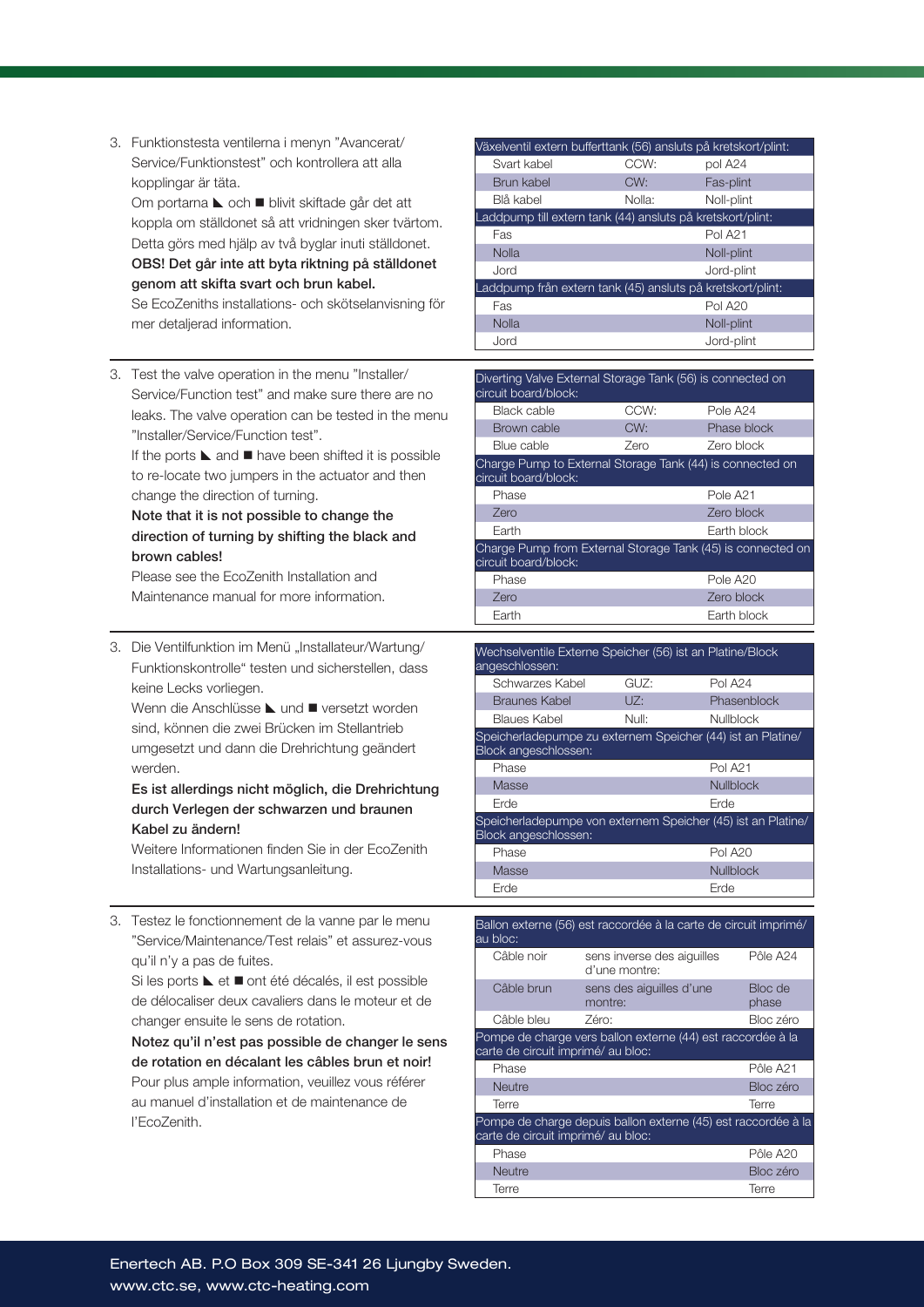3. Funktionstesta ventilerna i menyn ”Avancerat/ Service/Funktionstest” och kontrollera att alla kopplingar är täta.
 Om portarna ◣ och ■ blivit skiftade går det att koppla om ställdonet så att vridningen sker tvärtom. Detta görs med hjälp av två byglar inuti ställdonet.
 **OBS! Det går inte att byta riktning på ställdonet genom att skifta svart och brun kabel.**
 Se EcoZeniths installations- och skötselanvisning för mer detaljerad information.

| Växelventil extern bufferttank (56) ansluts på kretskort/plint: | | |
|---|---|---|
| Svart kabel | CCW: | pol A24 |
| Brun kabel | CW: | Fas-plint |
| Blå kabel | Nolla: | Noll-plint |
| **Laddpump till extern tank (44) ansluts på kretskort/plint:** | | |
| Fas | | Pol A21 |
| Nolla | | Noll-plint |
| Jord | | Jord-plint |
| **Laddpump från extern tank (45) ansluts på kretskort/plint:** | | |
| Fas | | Pol A20 |
| Nolla | | Noll-plint |
| Jord | | Jord-plint |

3. Test the valve operation in the menu ”Installer/ Service/Function test” and make sure there are no leaks. The valve operation can be tested in the menu ”Installer/Service/Function test”.
 If the ports ◣ and ■ have been shifted it is possible to re-locate two jumpers in the actuator and then change the direction of turning.
 **Note that it is not possible to change the direction of turning by shifting the black and brown cables!**
 Please see the EcoZenith Installation and Maintenance manual for more information.

| Diverting Valve External Storage Tank (56) is connected on circuit board/block: | | |
|---|---|---|
| Black cable | CCW: | Pole A24 |
| Brown cable | CW: | Phase block |
| Blue cable | Zero | Zero block |
| **Charge Pump to External Storage Tank (44) is connected on circuit board/block:** | | |
| Phase | | Pole A21 |
| Zero | | Zero block |
| Earth | | Earth block |
| **Charge Pump from External Storage Tank (45) is connected on circuit board/block:** | | |
| Phase | | Pole A20 |
| Zero | | Zero block |
| Earth | | Earth block |

3. Die Ventilfunktion im Menü „Installateur/Wartung/ Funktionskontrolle“ testen und sicherstellen, dass keine Lecks vorliegen.
 Wenn die Anschlüsse ◣ und ■ versetzt worden sind, können die zwei Brücken im Stellantrieb umgesetzt und dann die Drehrichtung geändert werden.
 **Es ist allerdings nicht möglich, die Drehrichtung durch Verlegen der schwarzen und braunen Kabel zu ändern!**
 Weitere Informationen finden Sie in der EcoZenith Installations- und Wartungsanleitung.

| Wechselventile Externe Speicher (56) ist an Platine/Block angeschlossen: | | |
|---|---|---|
| Schwarzes Kabel | GUZ: | Pol A24 |
| Braunes Kabel | UZ: | Phasenblock |
| Blaues Kabel | Null: | Nullblock |
| **Speicherladepumpe zu externem Speicher (44) ist an Platine/ Block angeschlossen:** | | |
| Phase | | Pol A21 |
| Masse | | Nullblock |
| Erde | | Erde |
| **Speicherladepumpe von externem Speicher (45) ist an Platine/ Block angeschlossen:** | | |
| Phase | | Pol A20 |
| Masse | | Nullblock |
| Erde | | Erde |

3. Testez le fonctionnement de la vanne par le menu ”Service/Maintenance/Test relais” et assurez-vous qu’il n’y a pas de fuites.
 Si les ports ◣ et ■ ont été décalés, il est possible de délocaliser deux cavaliers dans le moteur et de changer ensuite le sens de rotation.
 **Notez qu’il n’est pas possible de changer le sens de rotation en décalant les câbles brun et noir!**
 Pour plus ample information, veuillez vous référer au manuel d’installation et de maintenance de l’EcoZenith.

| Ballon externe (56) est raccordée à la carte de circuit imprimé/ au bloc: | | |
|---|---|---|
| Câble noir | sens inverse des aiguilles d’une montre: | Pôle A24 |
| Câble brun | sens des aiguilles d’une montre: | Bloc de phase |
| Câble bleu | Zéro: | Bloc zéro |
| **Pompe de charge vers ballon externe (44) est raccordée à la carte de circuit imprimé/ au bloc:** | | |
| Phase | | Pôle A21 |
| Neutre | | Bloc zéro |
| Terre | | Terre |
| **Pompe de charge depuis ballon externe (45) est raccordée à la carte de circuit imprimé/ au bloc:** | | |
| Phase | | Pôle A20 |
| Neutre | | Bloc zéro |
| Terre | | Terre |

Enertech AB. P.O Box 309 SE-341 26 Ljungby Sweden.
www.ctc.se, www.ctc-heating.com